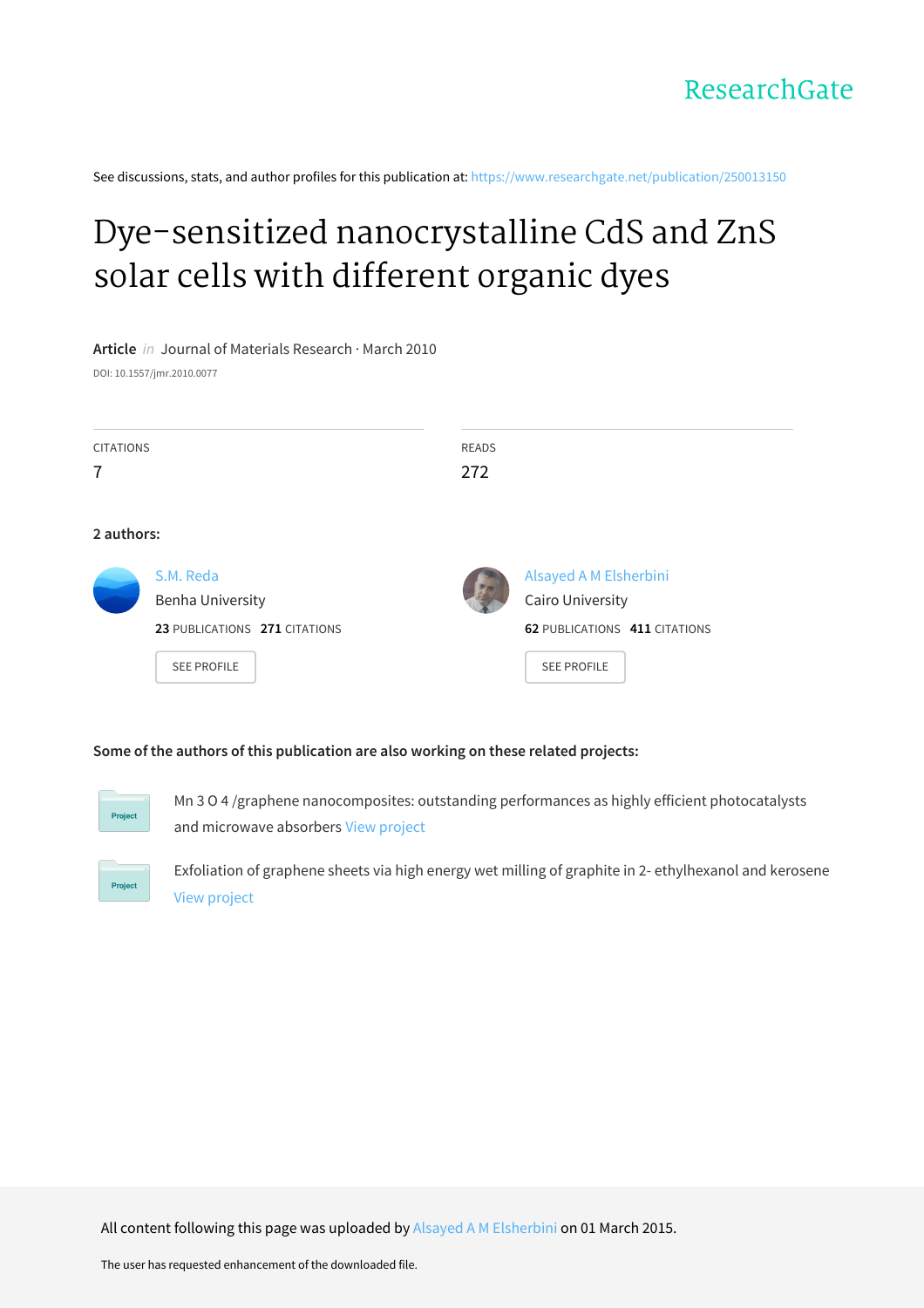ResearchGate

See discussions, stats, and author profiles for this publication at: https://www.researchgate.net/publication/250013150

# Dye-sensitized nanocrystalline CdS and ZnS solar cells with different organic dyes

**Article** *in* Journal of Materials Research · March 2010

DOI: 10.1557/jmr.2010.0077

| CITATIONS | READS |
| --- | --- |
| 7 | 272 |

**2 authors:**

S.M. Reda
Benha University
**23** PUBLICATIONS **271** CITATIONS
SEE PROFILE

Alsayed A M Elsherbini
Cairo University
**62** PUBLICATIONS **411** CITATIONS
SEE PROFILE

**Some of the authors of this publication are also working on these related projects:**

Mn 3 O 4 /graphene nanocomposites: outstanding performances as highly efficient photocatalysts and microwave absorbers View project

Exfoliation of graphene sheets via high energy wet milling of graphite in 2- ethylhexanol and kerosene View project

All content following this page was uploaded by Alsayed A M Elsherbini on 01 March 2015.

The user has requested enhancement of the downloaded file.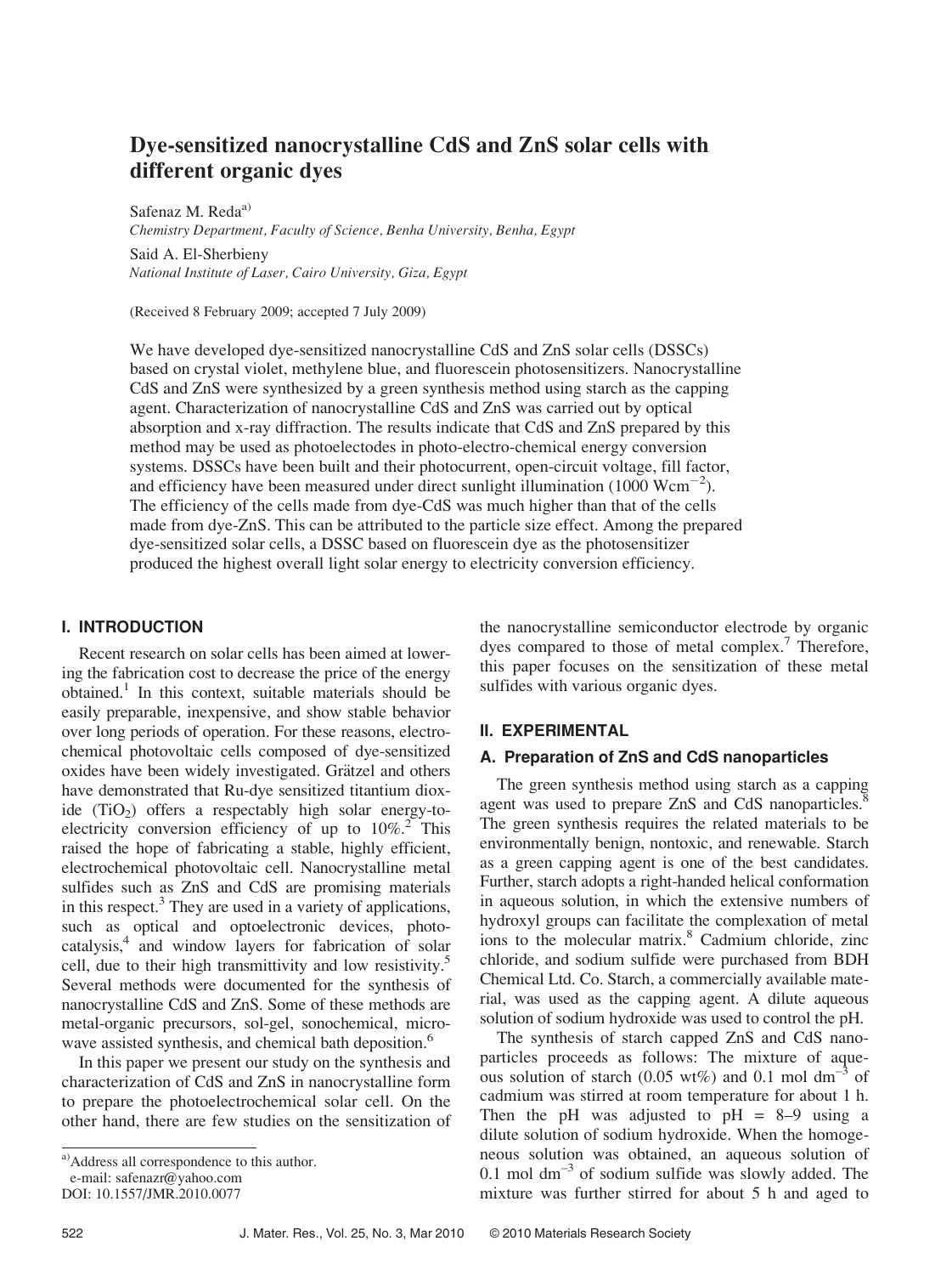# Dye-sensitized nanocrystalline CdS and ZnS solar cells with different organic dyes

Safenaz M. Reda[a)]

*Chemistry Department, Faculty of Science, Benha University, Benha, Egypt*

Said A. El-Sherbieny

*National Institute of Laser, Cairo University, Giza, Egypt*

(Received 8 February 2009; accepted 7 July 2009)

We have developed dye-sensitized nanocrystalline CdS and ZnS solar cells (DSSCs) based on crystal violet, methylene blue, and fluorescein photosensitizers. Nanocrystalline CdS and ZnS were synthesized by a green synthesis method using starch as the capping agent. Characterization of nanocrystalline CdS and ZnS was carried out by optical absorption and x-ray diffraction. The results indicate that CdS and ZnS prepared by this method may be used as photoelectodes in photo-electro-chemical energy conversion systems. DSSCs have been built and their photocurrent, open-circuit voltage, fill factor, and efficiency have been measured under direct sunlight illumination (1000 $Wcm^{-2}$). The efficiency of the cells made from dye-CdS was much higher than that of the cells made from dye-ZnS. This can be attributed to the particle size effect. Among the prepared dye-sensitized solar cells, a DSSC based on fluorescein dye as the photosensitizer produced the highest overall light solar energy to electricity conversion efficiency.

## I. INTRODUCTION

Recent research on solar cells has been aimed at lowering the fabrication cost to decrease the price of the energy obtained.[1] In this context, suitable materials should be easily preparable, inexpensive, and show stable behavior over long periods of operation. For these reasons, electrochemical photovoltaic cells composed of dye-sensitized oxides have been widely investigated. Grätzel and others have demonstrated that Ru-dye sensitized titantium dioxide ($TiO_2$) offers a respectably high solar energy-to-electricity conversion efficiency of up to 10%.[2] This raised the hope of fabricating a stable, highly efficient, electrochemical photovoltaic cell. Nanocrystalline metal sulfides such as ZnS and CdS are promising materials in this respect.[3] They are used in a variety of applications, such as optical and optoelectronic devices, photocatalysis,[4] and window layers for fabrication of solar cell, due to their high transmittivity and low resistivity.[5] Several methods were documented for the synthesis of nanocrystalline CdS and ZnS. Some of these methods are metal-organic precursors, sol-gel, sonochemical, microwave assisted synthesis, and chemical bath deposition.[6]

In this paper we present our study on the synthesis and characterization of CdS and ZnS in nanocrystalline form to prepare the photoelectrochemical solar cell. On the other hand, there are few studies on the sensitization of the nanocrystalline semiconductor electrode by organic dyes compared to those of metal complex.[7] Therefore, this paper focuses on the sensitization of these metal sulfides with various organic dyes.

## II. EXPERIMENTAL

### A. Preparation of ZnS and CdS nanoparticles

The green synthesis method using starch as a capping agent was used to prepare ZnS and CdS nanoparticles.[8] The green synthesis requires the related materials to be environmentally benign, nontoxic, and renewable. Starch as a green capping agent is one of the best candidates. Further, starch adopts a right-handed helical conformation in aqueous solution, in which the extensive numbers of hydroxyl groups can facilitate the complexation of metal ions to the molecular matrix.[8] Cadmium chloride, zinc chloride, and sodium sulfide were purchased from BDH Chemical Ltd. Co. Starch, a commercially available material, was used as the capping agent. A dilute aqueous solution of sodium hydroxide was used to control the pH.

The synthesis of starch capped ZnS and CdS nanoparticles proceeds as follows: The mixture of aqueous solution of starch (0.05 wt%) and 0.1 mol $dm^{-3}$ of cadmium was stirred at room temperature for about 1 h. Then the pH was adjusted to pH = 8–9 using a dilute solution of sodium hydroxide. When the homogeneous solution was obtained, an aqueous solution of 0.1 mol $dm^{-3}$ of sodium sulfide was slowly added. The mixture was further stirred for about 5 h and aged to

a)Address all correspondence to this author.
e-mail: safenazr@yahoo.com
DOI: 10.1557/JMR.2010.0077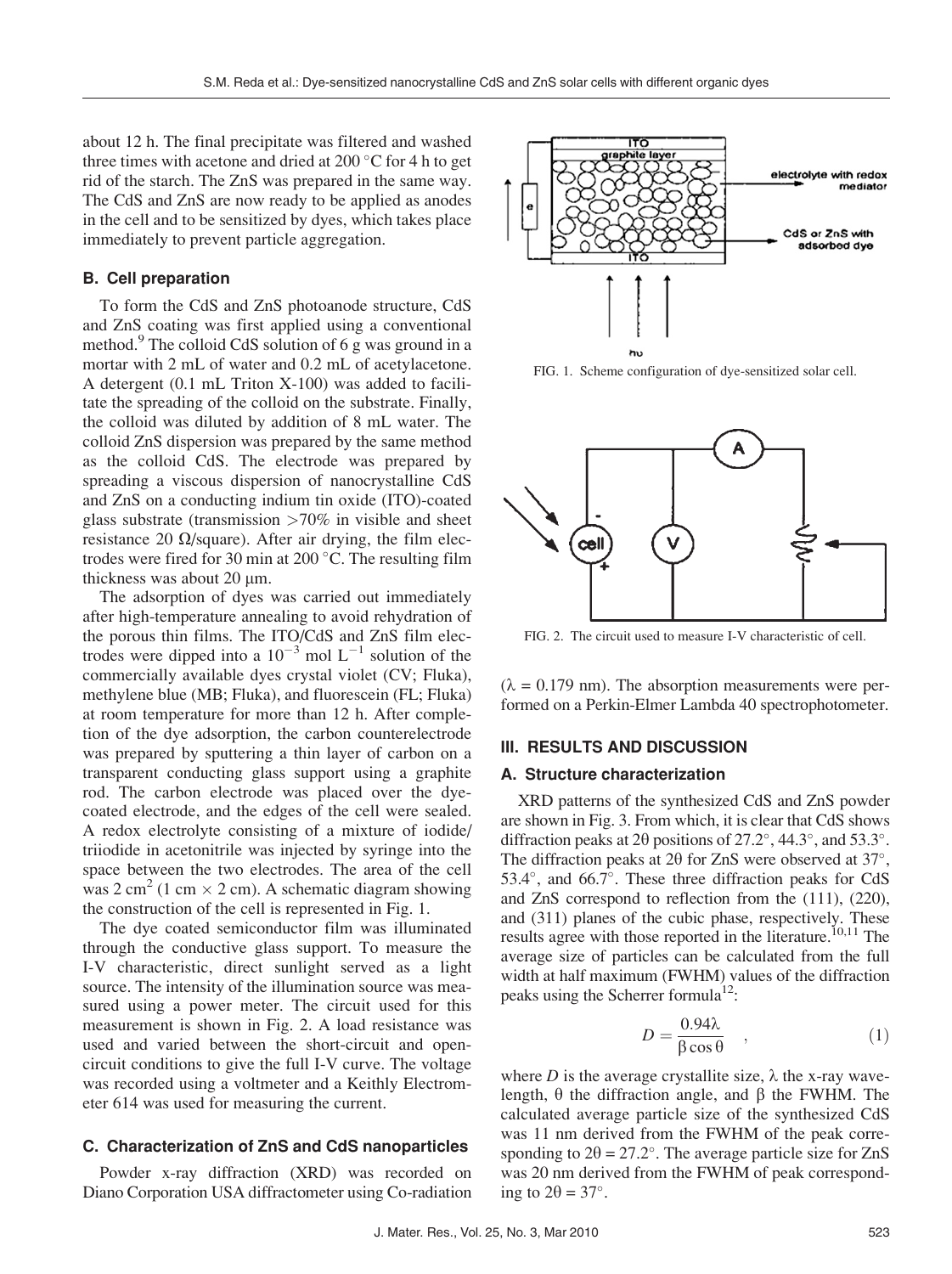about 12 h. The final precipitate was filtered and washed three times with acetone and dried at 200 °C for 4 h to get rid of the starch. The ZnS was prepared in the same way. The CdS and ZnS are now ready to be applied as anodes in the cell and to be sensitized by dyes, which takes place immediately to prevent particle aggregation.

### B. Cell preparation

To form the CdS and ZnS photoanode structure, CdS and ZnS coating was first applied using a conventional method.[9] The colloid CdS solution of 6 g was ground in a mortar with 2 mL of water and 0.2 mL of acetylacetone. A detergent (0.1 mL Triton X-100) was added to facilitate the spreading of the colloid on the substrate. Finally, the colloid was diluted by addition of 8 mL water. The colloid ZnS dispersion was prepared by the same method as the colloid CdS. The electrode was prepared by spreading a viscous dispersion of nanocrystalline CdS and ZnS on a conducting indium tin oxide (ITO)-coated glass substrate (transmission >70% in visible and sheet resistance 20 Ω/square). After air drying, the film electrodes were fired for 30 min at 200 °C. The resulting film thickness was about 20 μm.

The adsorption of dyes was carried out immediately after high-temperature annealing to avoid rehydration of the porous thin films. The ITO/CdS and ZnS film electrodes were dipped into a $10^{-3}$ mol $L^{-1}$ solution of the commercially available dyes crystal violet (CV; Fluka), methylene blue (MB; Fluka), and fluorescein (FL; Fluka) at room temperature for more than 12 h. After completion of the dye adsorption, the carbon counterelectrode was prepared by sputtering a thin layer of carbon on a transparent conducting glass support using a graphite rod. The carbon electrode was placed over the dye-coated electrode, and the edges of the cell were sealed. A redox electrolyte consisting of a mixture of iodide/triiodide in acetonitrile was injected by syringe into the space between the two electrodes. The area of the cell was 2 $cm^2$ (1 cm × 2 cm). A schematic diagram showing the construction of the cell is represented in Fig. 1.

The dye coated semiconductor film was illuminated through the conductive glass support. To measure the I-V characteristic, direct sunlight served as a light source. The intensity of the illumination source was measured using a power meter. The circuit used for this measurement is shown in Fig. 2. A load resistance was used and varied between the short-circuit and open-circuit conditions to give the full I-V curve. The voltage was recorded using a voltmeter and a Keithly Electrometer 614 was used for measuring the current.

### C. Characterization of ZnS and CdS nanoparticles

Powder x-ray diffraction (XRD) was recorded on Diano Corporation USA diffractometer using Co-radiation ($\lambda$ = 0.179 nm). The absorption measurements were performed on a Perkin-Elmer Lambda 40 spectrophotometer.

FIG. 1. Scheme configuration of dye-sensitized solar cell.

FIG. 2. The circuit used to measure I-V characteristic of cell.

## III. RESULTS AND DISCUSSION

### A. Structure characterization

XRD patterns of the synthesized CdS and ZnS powder are shown in Fig. 3. From which, it is clear that CdS shows diffraction peaks at 2θ positions of 27.2°, 44.3°, and 53.3°. The diffraction peaks at 2θ for ZnS were observed at 37°, 53.4°, and 66.7°. These three diffraction peaks for CdS and ZnS correspond to reflection from the (111), (220), and (311) planes of the cubic phase, respectively. These results agree with those reported in the literature.[10,11] The average size of particles can be calculated from the full width at half maximum (FWHM) values of the diffraction peaks using the Scherrer formula[12]:

$$D = \frac{0.94\lambda}{\beta \cos \theta} \quad , \tag{1}$$

where $D$ is the average crystallite size, $\lambda$ the x-ray wavelength, $\theta$ the diffraction angle, and $\beta$ the FWHM. The calculated average particle size of the synthesized CdS was 11 nm derived from the FWHM of the peak corresponding to 2θ = 27.2°. The average particle size for ZnS was 20 nm derived from the FWHM of peak corresponding to 2θ = 37°.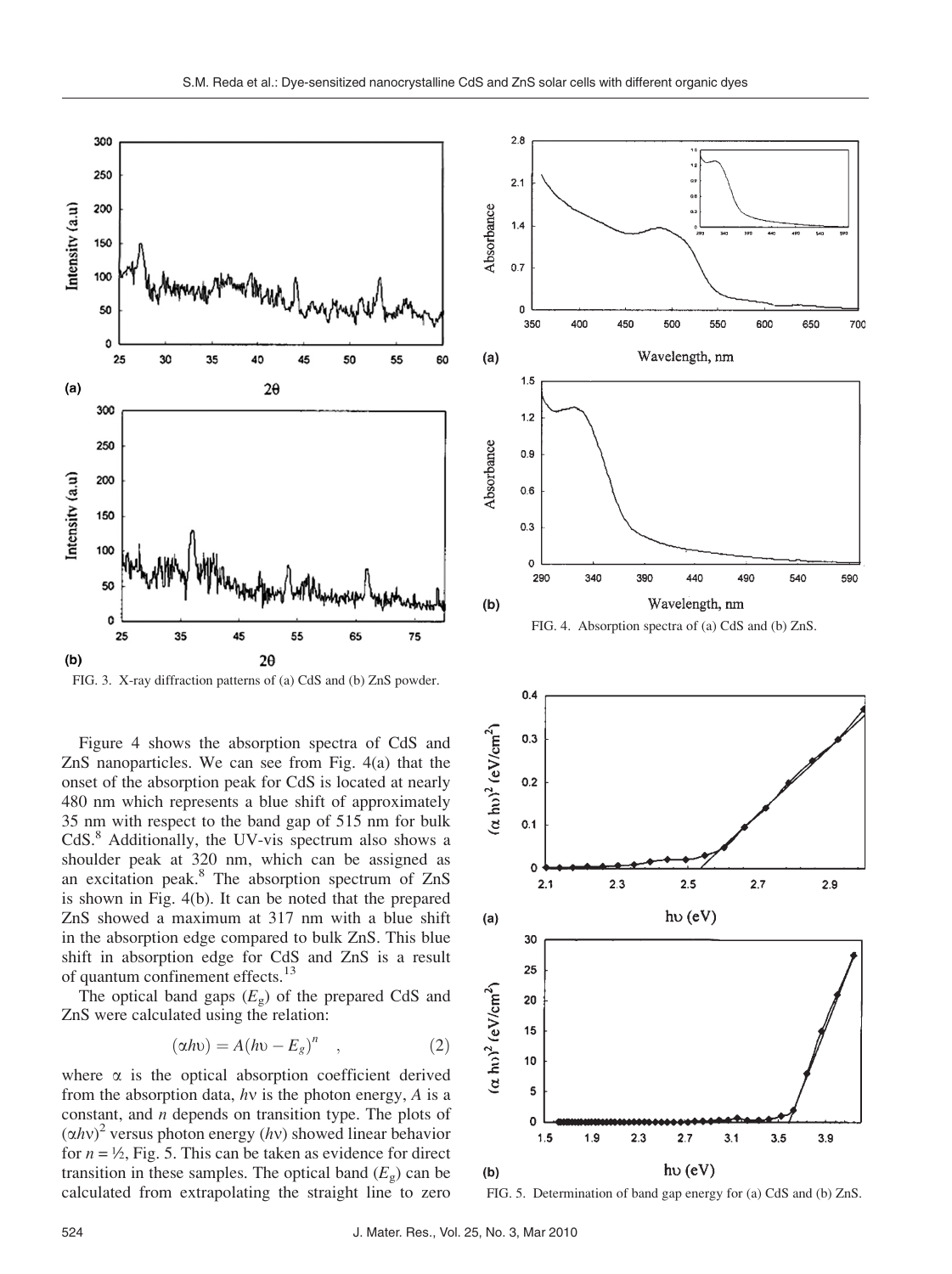FIG. 3. X-ray diffraction patterns of (a) CdS and (b) ZnS powder.

FIG. 4. Absorption spectra of (a) CdS and (b) ZnS.

FIG. 5. Determination of band gap energy for (a) CdS and (b) ZnS.

Figure 4 shows the absorption spectra of CdS and ZnS nanoparticles. We can see from Fig. 4(a) that the onset of the absorption peak for CdS is located at nearly 480 nm which represents a blue shift of approximately 35 nm with respect to the band gap of 515 nm for bulk CdS.[8] Additionally, the UV-vis spectrum also shows a shoulder peak at 320 nm, which can be assigned as an excitation peak.[8] The absorption spectrum of ZnS is shown in Fig. 4(b). It can be noted that the prepared ZnS showed a maximum at 317 nm with a blue shift in the absorption edge compared to bulk ZnS. This blue shift in absorption edge for CdS and ZnS is a result of quantum confinement effects.[13]

The optical band gaps ($E_g$) of the prepared CdS and ZnS were calculated using the relation:

$$(\alpha h\upsilon) = A(h\upsilon - E_g)^n \quad , \tag{2}$$

where $\alpha$ is the optical absorption coefficient derived from the absorption data, $h\nu$ is the photon energy, $A$ is a constant, and $n$ depends on transition type. The plots of $(\alpha h\nu)^2$ versus photon energy ($h\nu$) showed linear behavior for $n = ½$, Fig. 5. This can be taken as evidence for direct transition in these samples. The optical band ($E_g$) can be calculated from extrapolating the straight line to zero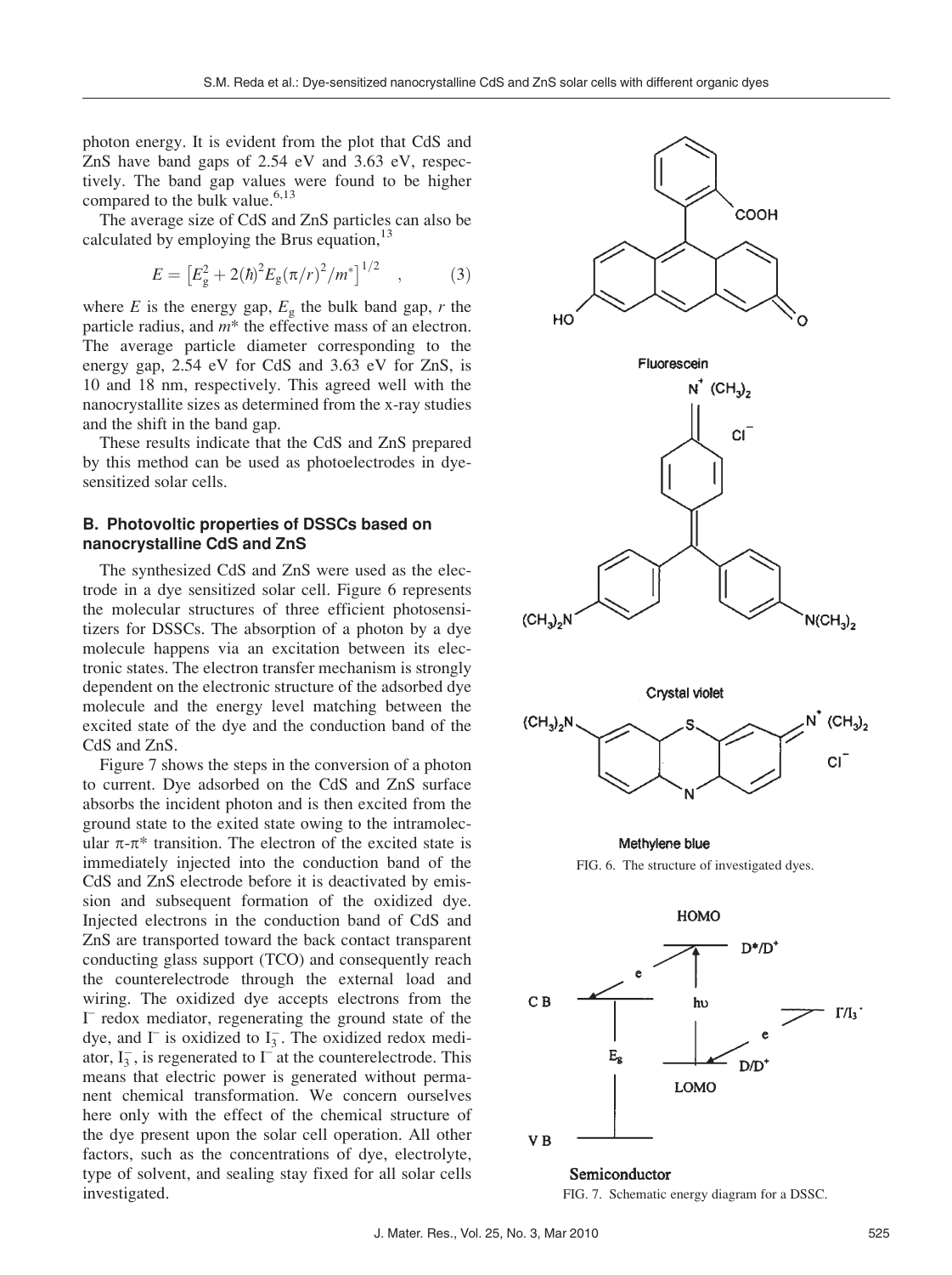photon energy. It is evident from the plot that CdS and ZnS have band gaps of 2.54 eV and 3.63 eV, respectively. The band gap values were found to be higher compared to the bulk value.[6,13]

The average size of CdS and ZnS particles can also be calculated by employing the Brus equation,[13]

$$E = \left[E_g^2 + 2(\hbar)^2 E_g(\pi/r)^2/m^*\right]^{1/2} \quad , \tag{3}$$

where $E$ is the energy gap, $E_g$ the bulk band gap, $r$ the particle radius, and $m^*$ the effective mass of an electron. The average particle diameter corresponding to the energy gap, 2.54 eV for CdS and 3.63 eV for ZnS, is 10 and 18 nm, respectively. This agreed well with the nanocrystallite sizes as determined from the x-ray studies and the shift in the band gap.

These results indicate that the CdS and ZnS prepared by this method can be used as photoelectrodes in dye-sensitized solar cells.

### B. Photovoltic properties of DSSCs based on nanocrystalline CdS and ZnS

The synthesized CdS and ZnS were used as the electrode in a dye sensitized solar cell. Figure 6 represents the molecular structures of three efficient photosensitizers for DSSCs. The absorption of a photon by a dye molecule happens via an excitation between its electronic states. The electron transfer mechanism is strongly dependent on the electronic structure of the adsorbed dye molecule and the energy level matching between the excited state of the dye and the conduction band of the CdS and ZnS.

Figure 7 shows the steps in the conversion of a photon to current. Dye adsorbed on the CdS and ZnS surface absorbs the incident photon and is then excited from the ground state to the exited state owing to the intramolecular π-π* transition. The electron of the excited state is immediately injected into the conduction band of the CdS and ZnS electrode before it is deactivated by emission and subsequent formation of the oxidized dye. Injected electrons in the conduction band of CdS and ZnS are transported toward the back contact transparent conducting glass support (TCO) and consequently reach the counterelectrode through the external load and wiring. The oxidized dye accepts electrons from the $I^-$ redox mediator, regenerating the ground state of the dye, and $I^-$ is oxidized to $I_3^-$. The oxidized redox mediator, $I_3^-$, is regenerated to $I^-$ at the counterelectrode. This means that electric power is generated without permanent chemical transformation. We concern ourselves here only with the effect of the chemical structure of the dye present upon the solar cell operation. All other factors, such as the concentrations of dye, electrolyte, type of solvent, and sealing stay fixed for all solar cells investigated.

Fluorescein

Crystal violet

Methylene blue

FIG. 6. The structure of investigated dyes.

FIG. 7. Schematic energy diagram for a DSSC.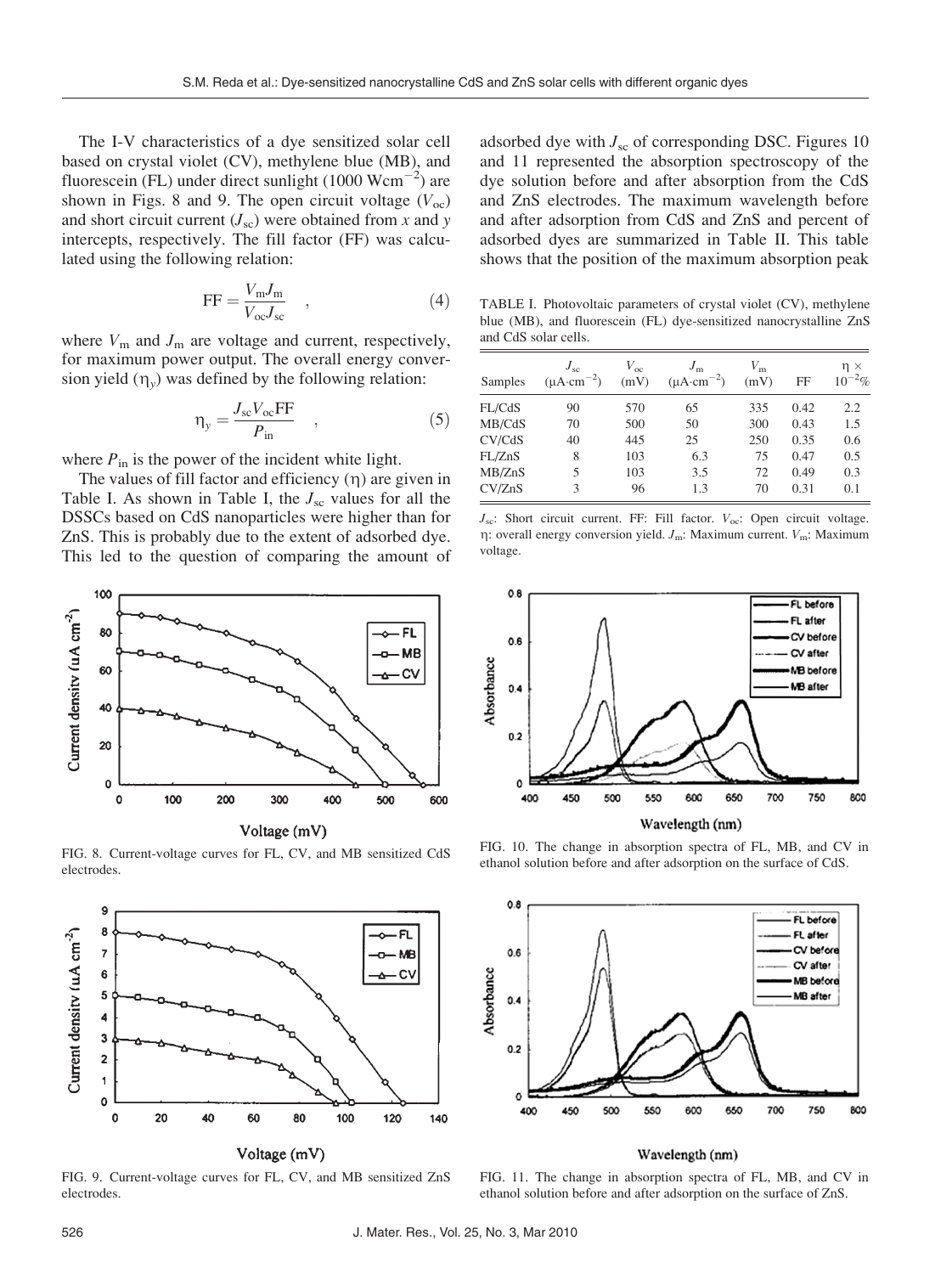The I-V characteristics of a dye sensitized solar cell based on crystal violet (CV), methylene blue (MB), and fluorescein (FL) under direct sunlight (1000 $Wcm^{-2}$) are shown in Figs. 8 and 9. The open circuit voltage ($V_{oc}$) and short circuit current ($J_{sc}$) were obtained from $x$ and $y$ intercepts, respectively. The fill factor (FF) was calculated using the following relation:

$$\mathrm{FF} = \frac{V_m J_m}{V_{oc} J_{sc}} \quad , \tag{4}$$

where $V_m$ and $J_m$ are voltage and current, respectively, for maximum power output. The overall energy conversion yield ($\eta_y$) was defined by the following relation:

$$\eta_y = \frac{J_{sc} V_{oc} \mathrm{FF}}{P_{in}} \quad , \tag{5}$$

where $P_{in}$ is the power of the incident white light.

The values of fill factor and efficiency ($\eta$) are given in Table I. As shown in Table I, the $J_{sc}$ values for all the DSSCs based on CdS nanoparticles were higher than for ZnS. This is probably due to the extent of adsorbed dye. This led to the question of comparing the amount of adsorbed dye with $J_{sc}$ of corresponding DSC. Figures 10 and 11 represented the absorption spectroscopy of the dye solution before and after absorption from the CdS and ZnS electrodes. The maximum wavelength before and after adsorption from CdS and ZnS and percent of adsorbed dyes are summarized in Table II. This table shows that the position of the maximum absorption peak

TABLE I. Photovoltaic parameters of crystal violet (CV), methylene blue (MB), and fluorescein (FL) dye-sensitized nanocrystalline ZnS and CdS solar cells.

| Samples | $J_{sc}$ ($\mu A \cdot cm^{-2}$) | $V_{oc}$ (mV) | $J_m$ ($\mu A \cdot cm^{-2}$) | $V_m$ (mV) | FF | $\eta \times 10^{-2}\%$ |
|---|---|---|---|---|---|---|
| FL/CdS | 90 | 570 | 65 | 335 | 0.42 | 2.2 |
| MB/CdS | 70 | 500 | 50 | 300 | 0.43 | 1.5 |
| CV/CdS | 40 | 445 | 25 | 250 | 0.35 | 0.6 |
| FL/ZnS | 8 | 103 | 6.3 | 75 | 0.47 | 0.5 |
| MB/ZnS | 5 | 103 | 3.5 | 72 | 0.49 | 0.3 |
| CV/ZnS | 3 | 96 | 1.3 | 70 | 0.31 | 0.1 |

$J_{sc}$: Short circuit current. FF: Fill factor. $V_{oc}$: Open circuit voltage. $\eta$: overall energy conversion yield. $J_m$: Maximum current. $V_m$: Maximum voltage.

FIG. 8. Current-voltage curves for FL, CV, and MB sensitized CdS electrodes.

FIG. 9. Current-voltage curves for FL, CV, and MB sensitized ZnS electrodes.

FIG. 10. The change in absorption spectra of FL, MB, and CV in ethanol solution before and after adsorption on the surface of CdS.

FIG. 11. The change in absorption spectra of FL, MB, and CV in ethanol solution before and after adsorption on the surface of ZnS.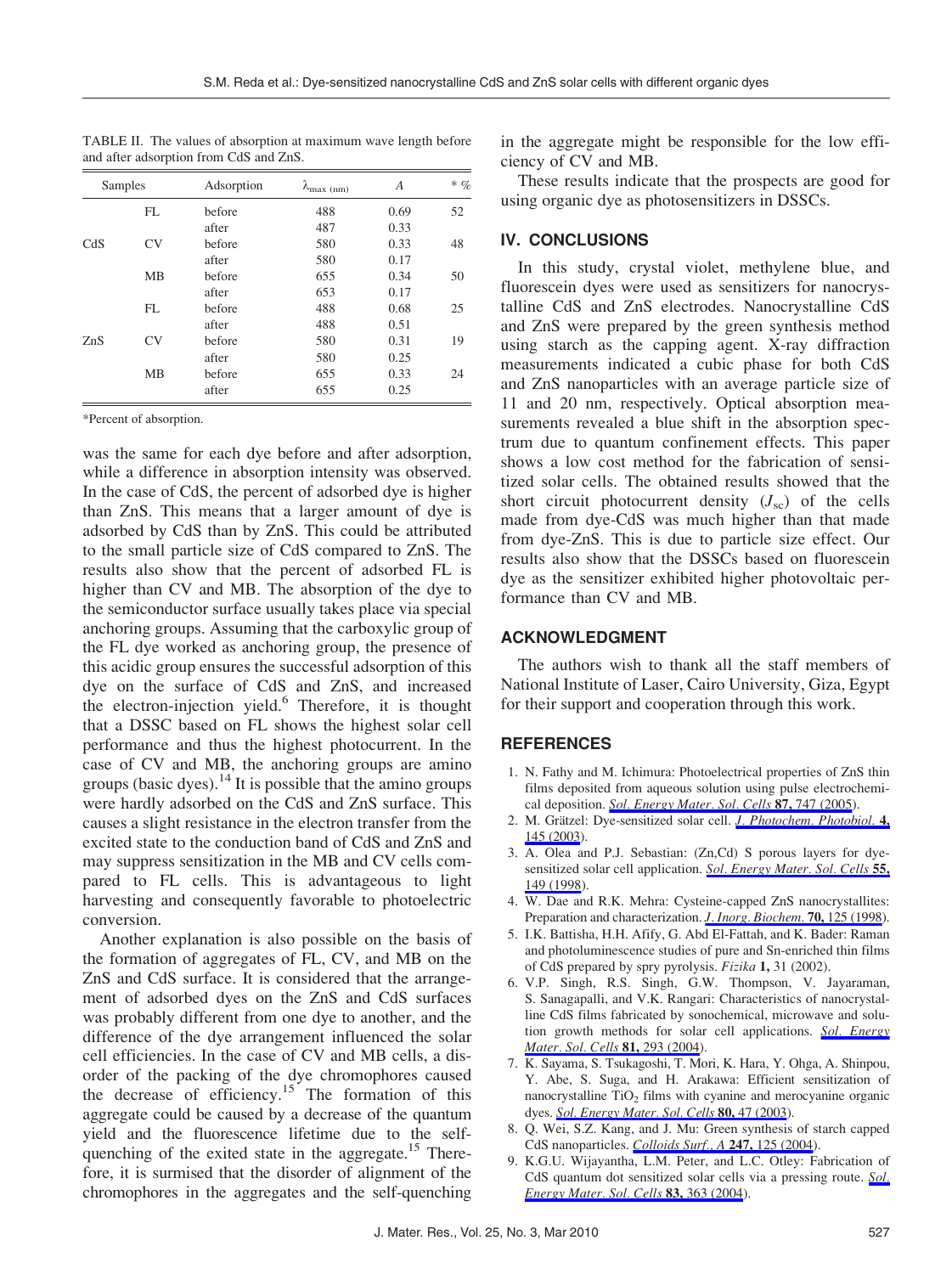TABLE II. The values of absorption at maximum wave length before and after adsorption from CdS and ZnS.

| Samples | | Adsorption | $\lambda_{max\ (nm)}$ | $A$ | * % |
|---|---|---|---|---|---|
| CdS | FL | before | 488 | 0.69 | 52 |
| | | after | 487 | 0.33 | |
| | CV | before | 580 | 0.33 | 48 |
| | | after | 580 | 0.17 | |
| | MB | before | 655 | 0.34 | 50 |
| | | after | 653 | 0.17 | |
| ZnS | FL | before | 488 | 0.68 | 25 |
| | | after | 488 | 0.51 | |
| | CV | before | 580 | 0.31 | 19 |
| | | after | 580 | 0.25 | |
| | MB | before | 655 | 0.33 | 24 |
| | | after | 655 | 0.25 | |

*Percent of absorption.

was the same for each dye before and after adsorption, while a difference in absorption intensity was observed. In the case of CdS, the percent of adsorbed dye is higher than ZnS. This means that a larger amount of dye is adsorbed by CdS than by ZnS. This could be attributed to the small particle size of CdS compared to ZnS. The results also show that the percent of adsorbed FL is higher than CV and MB. The absorption of the dye to the semiconductor surface usually takes place via special anchoring groups. Assuming that the carboxylic group of the FL dye worked as anchoring group, the presence of this acidic group ensures the successful adsorption of this dye on the surface of CdS and ZnS, and increased the electron-injection yield.[6] Therefore, it is thought that a DSSC based on FL shows the highest solar cell performance and thus the highest photocurrent. In the case of CV and MB, the anchoring groups are amino groups (basic dyes).[14] It is possible that the amino groups were hardly adsorbed on the CdS and ZnS surface. This causes a slight resistance in the electron transfer from the excited state to the conduction band of CdS and ZnS and may suppress sensitization in the MB and CV cells compared to FL cells. This is advantageous to light harvesting and consequently favorable to photoelectric conversion.

Another explanation is also possible on the basis of the formation of aggregates of FL, CV, and MB on the ZnS and CdS surface. It is considered that the arrangement of adsorbed dyes on the ZnS and CdS surfaces was probably different from one dye to another, and the difference of the dye arrangement influenced the solar cell efficiencies. In the case of CV and MB cells, a disorder of the packing of the dye chromophores caused the decrease of efficiency.[15] The formation of this aggregate could be caused by a decrease of the quantum yield and the fluorescence lifetime due to the self-quenching of the exited state in the aggregate.[15] Therefore, it is surmised that the disorder of alignment of the chromophores in the aggregates and the self-quenching in the aggregate might be responsible for the low efficiency of CV and MB.

These results indicate that the prospects are good for using organic dye as photosensitizers in DSSCs.

## IV. CONCLUSIONS

In this study, crystal violet, methylene blue, and fluorescein dyes were used as sensitizers for nanocrystalline CdS and ZnS electrodes. Nanocrystalline CdS and ZnS were prepared by the green synthesis method using starch as the capping agent. X-ray diffraction measurements indicated a cubic phase for both CdS and ZnS nanoparticles with an average particle size of 11 and 20 nm, respectively. Optical absorption measurements revealed a blue shift in the absorption spectrum due to quantum confinement effects. This paper shows a low cost method for the fabrication of sensitized solar cells. The obtained results showed that the short circuit photocurrent density ($J_{sc}$) of the cells made from dye-CdS was much higher than that made from dye-ZnS. This is due to particle size effect. Our results also show that the DSSCs based on fluorescein dye as the sensitizer exhibited higher photovoltaic performance than CV and MB.

## ACKNOWLEDGMENT

The authors wish to thank all the staff members of National Institute of Laser, Cairo University, Giza, Egypt for their support and cooperation through this work.

## REFERENCES

1. N. Fathy and M. Ichimura: Photoelectrical properties of ZnS thin films deposited from aqueous solution using pulse electrochemical deposition. *Sol. Energy Mater. Sol. Cells* **87,** 747 (2005).
2. M. Grätzel: Dye-sensitized solar cell. *J. Photochem. Photobiol.* **4,** 145 (2003).
3. A. Olea and P.J. Sebastian: (Zn,Cd) S porous layers for dye-sensitized solar cell application. *Sol. Energy Mater. Sol. Cells* **55,** 149 (1998).
4. W. Dae and R.K. Mehra: Cysteine-capped ZnS nanocrystallites: Preparation and characterization. *J. Inorg. Biochem.* **70,** 125 (1998).
5. I.K. Battisha, H.H. Afify, G. Abd El-Fattah, and K. Bader: Raman and photoluminescence studies of pure and Sn-enriched thin films of CdS prepared by spry pyrolysis. *Fizika* **1,** 31 (2002).
6. V.P. Singh, R.S. Singh, G.W. Thompson, V. Jayaraman, S. Sanagapalli, and V.K. Rangari: Characteristics of nanocrystalline CdS films fabricated by sonochemical, microwave and solution growth methods for solar cell applications. *Sol. Energy Mater. Sol. Cells* **81,** 293 (2004).
7. K. Sayama, S. Tsukagoshi, T. Mori, K. Hara, Y. Ohga, A. Shinpou, Y. Abe, S. Suga, and H. Arakawa: Efficient sensitization of nanocrystalline $TiO_2$ films with cyanine and merocyanine organic dyes. *Sol. Energy Mater. Sol. Cells* **80,** 47 (2003).
8. Q. Wei, S.Z. Kang, and J. Mu: Green synthesis of starch capped CdS nanoparticles. *Colloids Surf., A* **247,** 125 (2004).
9. K.G.U. Wijayantha, L.M. Peter, and L.C. Otley: Fabrication of CdS quantum dot sensitized solar cells via a pressing route. *Sol. Energy Mater. Sol. Cells* **83,** 363 (2004).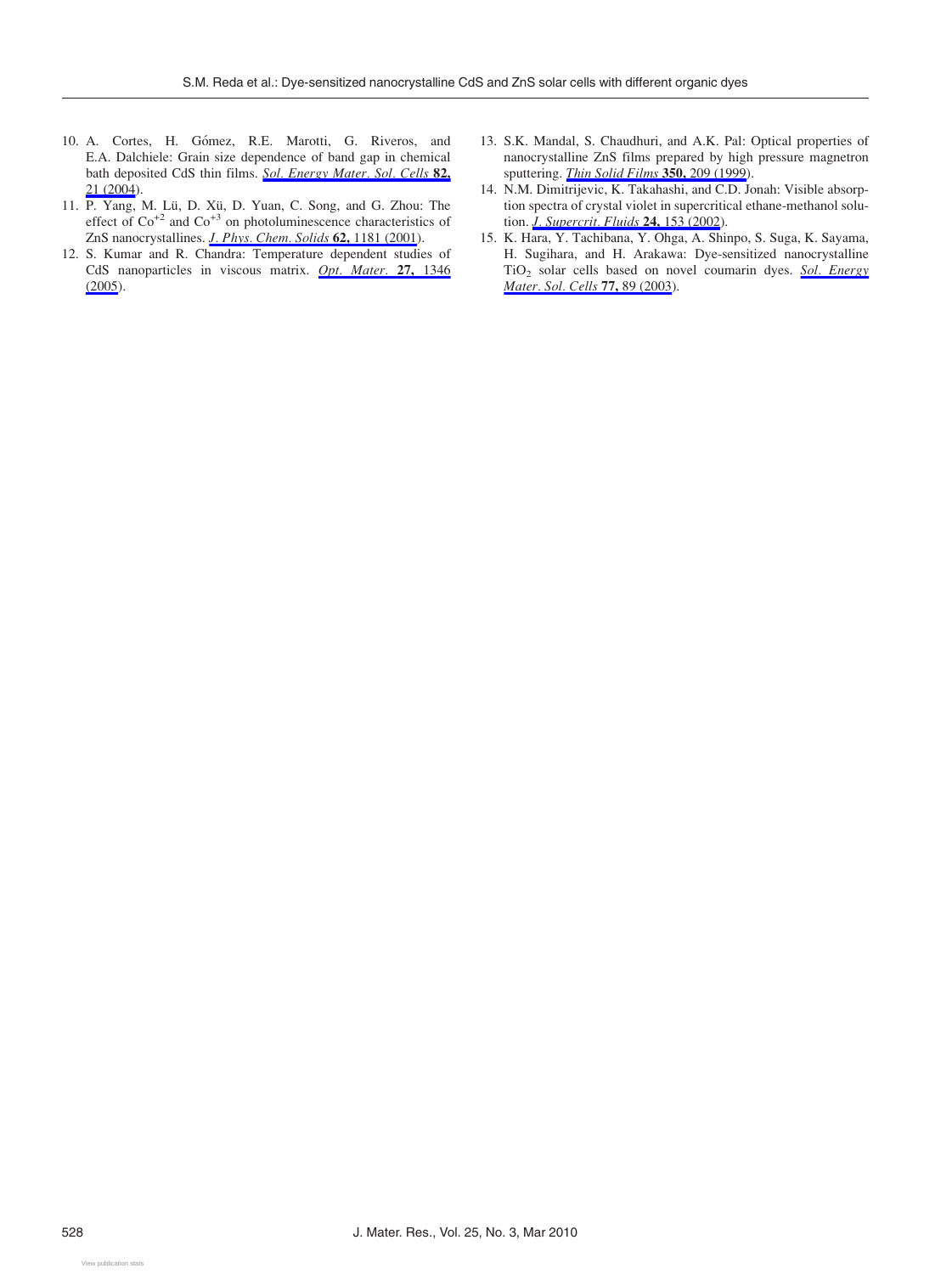10. A. Cortes, H. Gómez, R.E. Marotti, G. Riveros, and E.A. Dalchiele: Grain size dependence of band gap in chemical bath deposited CdS thin films. *Sol. Energy Mater. Sol. Cells* **82,** 21 (2004).
11. P. Yang, M. Lü, D. Xü, D. Yuan, C. Song, and G. Zhou: The effect of $Co^{+2}$ and $Co^{+3}$ on photoluminescence characteristics of ZnS nanocrystallines. *J. Phys. Chem. Solids* **62,** 1181 (2001).
12. S. Kumar and R. Chandra: Temperature dependent studies of CdS nanoparticles in viscous matrix. *Opt. Mater.* **27,** 1346 (2005).
13. S.K. Mandal, S. Chaudhuri, and A.K. Pal: Optical properties of nanocrystalline ZnS films prepared by high pressure magnetron sputtering. *Thin Solid Films* **350,** 209 (1999).
14. N.M. Dimitrijevic, K. Takahashi, and C.D. Jonah: Visible absorption spectra of crystal violet in supercritical ethane-methanol solution. *J. Supercrit. Fluids* **24,** 153 (2002).
15. K. Hara, Y. Tachibana, Y. Ohga, A. Shinpo, S. Suga, K. Sayama, H. Sugihara, and H. Arakawa: Dye-sensitized nanocrystalline $TiO_2$ solar cells based on novel coumarin dyes. *Sol. Energy Mater. Sol. Cells* **77,** 89 (2003).